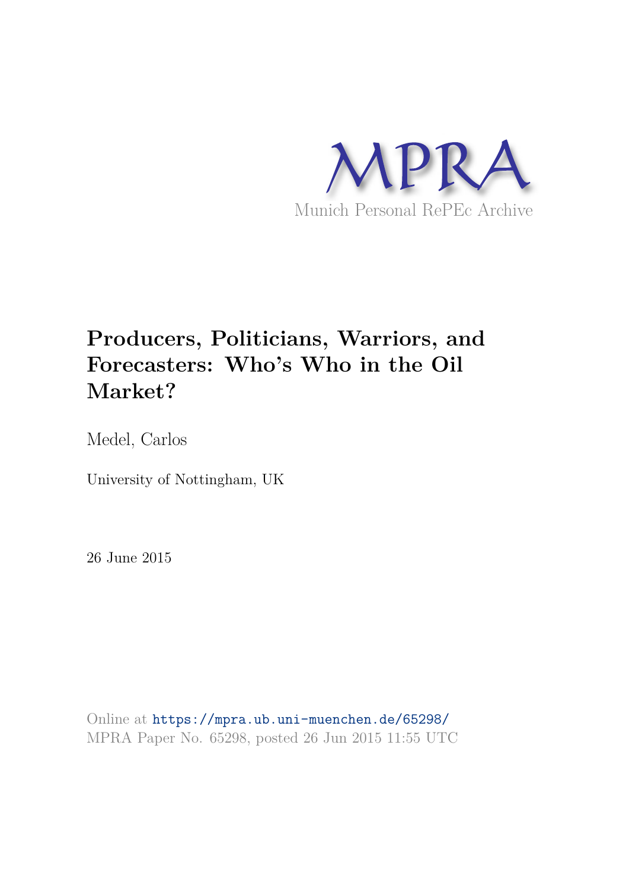MPRA

Munich Personal RePEc Archive

# Producers, Politicians, Warriors, and Forecasters: Who's Who in the Oil Market?

Medel, Carlos

University of Nottingham, UK

26 June 2015

Online at https://mpra.ub.uni-muenchen.de/65298/
MPRA Paper No. 65298, posted 26 Jun 2015 11:55 UTC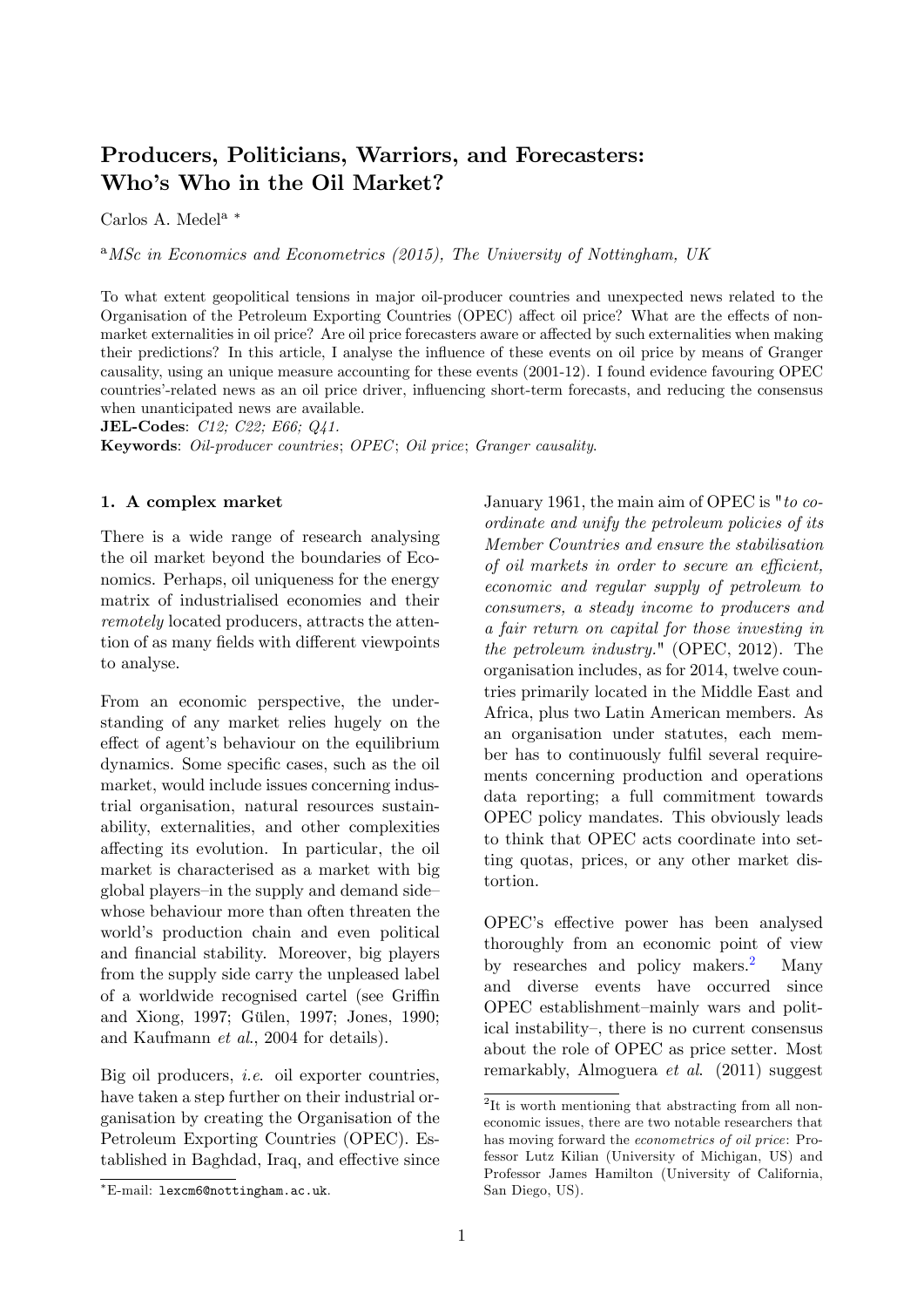# Producers, Politicians, Warriors, and Forecasters: Who's Who in the Oil Market?

Carlos A. Medel[a] [*]

[a] *MSc in Economics and Econometrics (2015), The University of Nottingham, UK*

To what extent geopolitical tensions in major oil-producer countries and unexpected news related to the Organisation of the Petroleum Exporting Countries (OPEC) affect oil price? What are the effects of non-market externalities in oil price? Are oil price forecasters aware or affected by such externalities when making their predictions? In this article, I analyse the influence of these events on oil price by means of Granger causality, using an unique measure accounting for these events (2001-12). I found evidence favouring OPEC countries'-related news as an oil price driver, influencing short-term forecasts, and reducing the consensus when unanticipated news are available.

**JEL-Codes**: *C12; C22; E66; Q41.*

**Keywords**: *Oil-producer countries*; *OPEC*; *Oil price*; *Granger causality*.

## 1. A complex market

There is a wide range of research analysing the oil market beyond the boundaries of Economics. Perhaps, oil uniqueness for the energy matrix of industrialised economies and their *remotely* located producers, attracts the attention of as many fields with different viewpoints to analyse.

From an economic perspective, the understanding of any market relies hugely on the effect of agent's behaviour on the equilibrium dynamics. Some specific cases, such as the oil market, would include issues concerning industrial organisation, natural resources sustainability, externalities, and other complexities affecting its evolution. In particular, the oil market is characterised as a market with big global players–in the supply and demand side–whose behaviour more than often threaten the world's production chain and even political and financial stability. Moreover, big players from the supply side carry the unpleased label of a worldwide recognised cartel (see Griffin and Xiong, 1997; Gülen, 1997; Jones, 1990; and Kaufmann *et al.*, 2004 for details).

Big oil producers, *i.e.* oil exporter countries, have taken a step further on their industrial organisation by creating the Organisation of the Petroleum Exporting Countries (OPEC). Established in Baghdad, Iraq, and effective since January 1961, the main aim of OPEC is "*to coordinate and unify the petroleum policies of its Member Countries and ensure the stabilisation of oil markets in order to secure an efficient, economic and regular supply of petroleum to consumers, a steady income to producers and a fair return on capital for those investing in the petroleum industry.*" (OPEC, 2012). The organisation includes, as for 2014, twelve countries primarily located in the Middle East and Africa, plus two Latin American members. As an organisation under statutes, each member has to continuously fulfil several requirements concerning production and operations data reporting; a full commitment towards OPEC policy mandates. This obviously leads to think that OPEC acts coordinate into setting quotas, prices, or any other market distortion.

OPEC's effective power has been analysed thoroughly from an economic point of view by researches and policy makers.[2] Many and diverse events have occurred since OPEC establishment–mainly wars and political instability–, there is no current consensus about the role of OPEC as price setter. Most remarkably, Almoguera *et al.* (2011) suggest

[*] E-mail: lexcm6@nottingham.ac.uk.

[2] It is worth mentioning that abstracting from all non-economic issues, there are two notable researchers that has moving forward the *econometrics of oil price*: Professor Lutz Kilian (University of Michigan, US) and Professor James Hamilton (University of California, San Diego, US).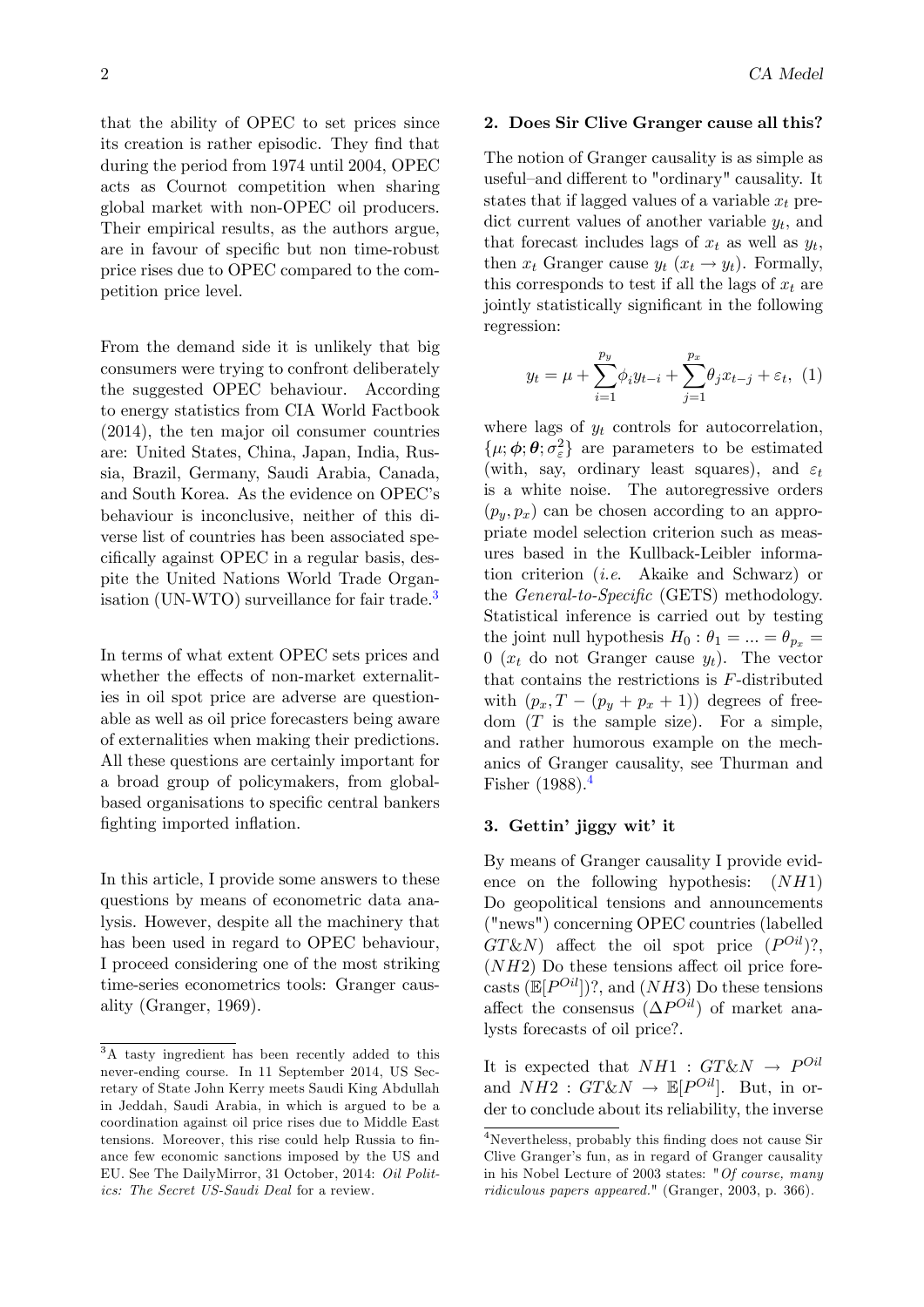that the ability of OPEC to set prices since its creation is rather episodic. They find that during the period from 1974 until 2004, OPEC acts as Cournot competition when sharing global market with non-OPEC oil producers. Their empirical results, as the authors argue, are in favour of specific but non time-robust price rises due to OPEC compared to the competition price level.

From the demand side it is unlikely that big consumers were trying to confront deliberately the suggested OPEC behaviour. According to energy statistics from CIA World Factbook (2014), the ten major oil consumer countries are: United States, China, Japan, India, Russia, Brazil, Germany, Saudi Arabia, Canada, and South Korea. As the evidence on OPEC's behaviour is inconclusive, neither of this diverse list of countries has been associated specifically against OPEC in a regular basis, despite the United Nations World Trade Organisation (UN-WTO) surveillance for fair trade.[3]

In terms of what extent OPEC sets prices and whether the effects of non-market externalities in oil spot price are adverse are questionable as well as oil price forecasters being aware of externalities when making their predictions. All these questions are certainly important for a broad group of policymakers, from global-based organisations to specific central bankers fighting imported inflation.

In this article, I provide some answers to these questions by means of econometric data analysis. However, despite all the machinery that has been used in regard to OPEC behaviour, I proceed considering one of the most striking time-series econometrics tools: Granger causality (Granger, 1969).

## 2. Does Sir Clive Granger cause all this?

The notion of Granger causality is as simple as useful–and different to "ordinary" causality. It states that if lagged values of a variable $x_t$ predict current values of another variable $y_t$, and that forecast includes lags of $x_t$ as well as $y_t$, then $x_t$ Granger cause $y_t$ ($x_t \rightarrow y_t$). Formally, this corresponds to test if all the lags of $x_t$ are jointly statistically significant in the following regression:

$$y_t = \mu + \sum_{i=1}^{p_y} \phi_i y_{t-i} + \sum_{j=1}^{p_x} \theta_j x_{t-j} + \varepsilon_t, \quad (1)$$

where lags of $y_t$ controls for autocorrelation, $\{\mu; \boldsymbol{\phi}; \boldsymbol{\theta}; \sigma^2_\varepsilon\}$ are parameters to be estimated (with, say, ordinary least squares), and $\varepsilon_t$ is a white noise. The autoregressive orders $(p_y, p_x)$ can be chosen according to an appropriate model selection criterion such as measures based in the Kullback-Leibler information criterion (*i.e.* Akaike and Schwarz) or the *General-to-Specific* (GETS) methodology. Statistical inference is carried out by testing the joint null hypothesis $H_0 : \theta_1 = ... = \theta_{p_x} = 0$ ($x_t$ do not Granger cause $y_t$). The vector that contains the restrictions is $F$-distributed with $(p_x, T - (p_y + p_x + 1))$ degrees of freedom ($T$ is the sample size). For a simple, and rather humorous example on the mechanics of Granger causality, see Thurman and Fisher (1988).[4]

## 3. Gettin' jiggy wit' it

By means of Granger causality I provide evidence on the following hypothesis: $(NH1)$ Do geopolitical tensions and announcements ("news") concerning OPEC countries (labelled $GT\&N$) affect the oil spot price ($P^{Oil}$)?, $(NH2)$ Do these tensions affect oil price forecasts ($\mathbb{E}[P^{Oil}]$)?, and $(NH3)$ Do these tensions affect the consensus ($\Delta P^{Oil}$) of market analysts forecasts of oil price?.

It is expected that $NH1 : GT\&N \rightarrow P^{Oil}$ and $NH2 : GT\&N \rightarrow \mathbb{E}[P^{Oil}]$. But, in order to conclude about its reliability, the inverse

[3] A tasty ingredient has been recently added to this never-ending course. In 11 September 2014, US Secretary of State John Kerry meets Saudi King Abdullah in Jeddah, Saudi Arabia, in which is argued to be a coordination against oil price rises due to Middle East tensions. Moreover, this rise could help Russia to finance few economic sanctions imposed by the US and EU. See The DailyMirror, 31 October, 2014: *Oil Politics: The Secret US-Saudi Deal* for a review.

[4] Nevertheless, probably this finding does not cause Sir Clive Granger's fun, as in regard of Granger causality in his Nobel Lecture of 2003 states: "*Of course, many ridiculous papers appeared.*" (Granger, 2003, p. 366).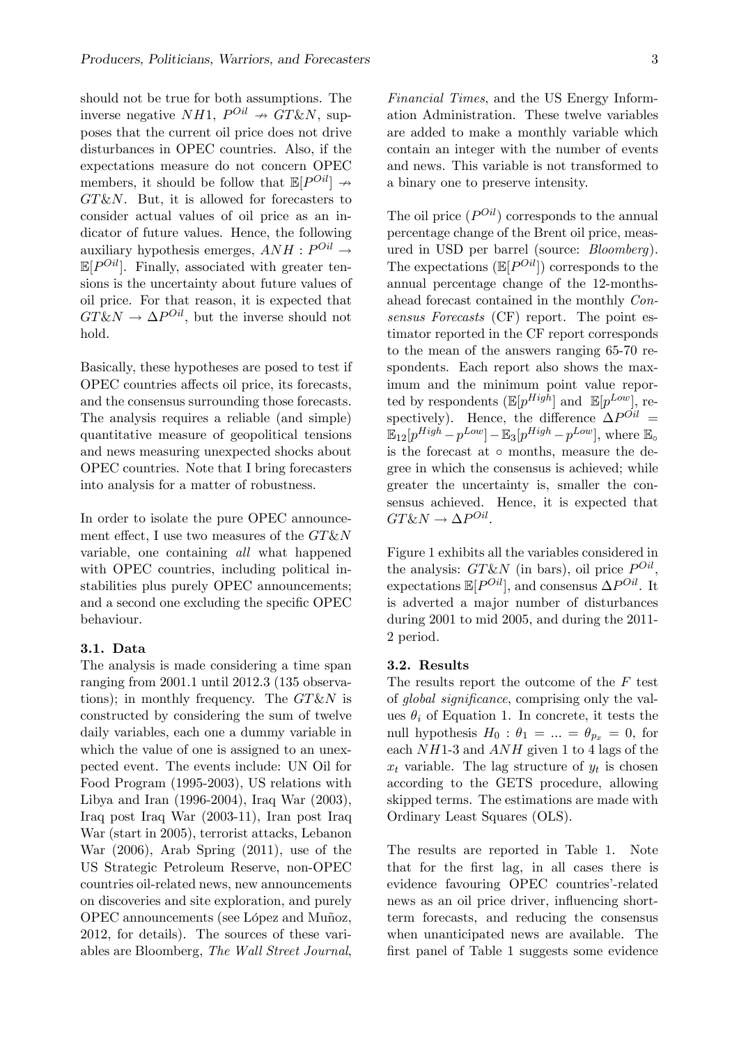should not be true for both assumptions. The inverse negative $NH1$, $P^{Oil} \nrightarrow GT\&N$, supposes that the current oil price does not drive disturbances in OPEC countries. Also, if the expectations measure do not concern OPEC members, it should be follow that $\mathbb{E}[P^{Oil}] \nrightarrow GT\&N$. But, it is allowed for forecasters to consider actual values of oil price as an indicator of future values. Hence, the following auxiliary hypothesis emerges, $ANH: P^{Oil} \rightarrow \mathbb{E}[P^{Oil}]$. Finally, associated with greater tensions is the uncertainty about future values of oil price. For that reason, it is expected that $GT\&N \rightarrow \Delta P^{Oil}$, but the inverse should not hold.

Basically, these hypotheses are posed to test if OPEC countries affects oil price, its forecasts, and the consensus surrounding those forecasts. The analysis requires a reliable (and simple) quantitative measure of geopolitical tensions and news measuring unexpected shocks about OPEC countries. Note that I bring forecasters into analysis for a matter of robustness.

In order to isolate the pure OPEC announcement effect, I use two measures of the $GT\&N$ variable, one containing *all* what happened with OPEC countries, including political instabilities plus purely OPEC announcements; and a second one excluding the specific OPEC behaviour.

### 3.1. Data

The analysis is made considering a time span ranging from 2001.1 until 2012.3 (135 observations); in monthly frequency. The $GT\&N$ is constructed by considering the sum of twelve daily variables, each one a dummy variable in which the value of one is assigned to an unexpected event. The events include: UN Oil for Food Program (1995-2003), US relations with Libya and Iran (1996-2004), Iraq War (2003), Iraq post Iraq War (2003-11), Iran post Iraq War (start in 2005), terrorist attacks, Lebanon War (2006), Arab Spring (2011), use of the US Strategic Petroleum Reserve, non-OPEC countries oil-related news, new announcements on discoveries and site exploration, and purely OPEC announcements (see López and Muñoz, 2012, for details). The sources of these variables are Bloomberg, *The Wall Street Journal*, *Financial Times*, and the US Energy Information Administration. These twelve variables are added to make a monthly variable which contain an integer with the number of events and news. This variable is not transformed to a binary one to preserve intensity.

The oil price ($P^{Oil}$) corresponds to the annual percentage change of the Brent oil price, measured in USD per barrel (source: *Bloomberg*). The expectations ($\mathbb{E}[P^{Oil}]$) corresponds to the annual percentage change of the 12-months-ahead forecast contained in the monthly *Consensus Forecasts* (CF) report. The point estimator reported in the CF report corresponds to the mean of the answers ranging 65-70 respondents. Each report also shows the maximum and the minimum point value reported by respondents ($\mathbb{E}[p^{High}]$ and $\mathbb{E}[p^{Low}]$, respectively). Hence, the difference $\Delta P^{Oil} = \mathbb{E}_{12}[p^{High} - p^{Low}] - \mathbb{E}_{3}[p^{High} - p^{Low}]$, where $\mathbb{E}_{\circ}$ is the forecast at $\circ$ months, measure the degree in which the consensus is achieved; while greater the uncertainty is, smaller the consensus achieved. Hence, it is expected that $GT\&N \rightarrow \Delta P^{Oil}$.

Figure 1 exhibits all the variables considered in the analysis: $GT\&N$ (in bars), oil price $P^{Oil}$, expectations $\mathbb{E}[P^{Oil}]$, and consensus $\Delta P^{Oil}$. It is adverted a major number of disturbances during 2001 to mid 2005, and during the 2011-2 period.

### 3.2. Results

The results report the outcome of the $F$ test of *global significance*, comprising only the values $\theta_i$ of Equation 1. In concrete, it tests the null hypothesis $H_0: \theta_1 = ... = \theta_{p_x} = 0$, for each $NH$1-3 and $ANH$ given 1 to 4 lags of the $x_t$ variable. The lag structure of $y_t$ is chosen according to the GETS procedure, allowing skipped terms. The estimations are made with Ordinary Least Squares (OLS).

The results are reported in Table 1. Note that for the first lag, in all cases there is evidence favouring OPEC countries'-related news as an oil price driver, influencing short-term forecasts, and reducing the consensus when unanticipated news are available. The first panel of Table 1 suggests some evidence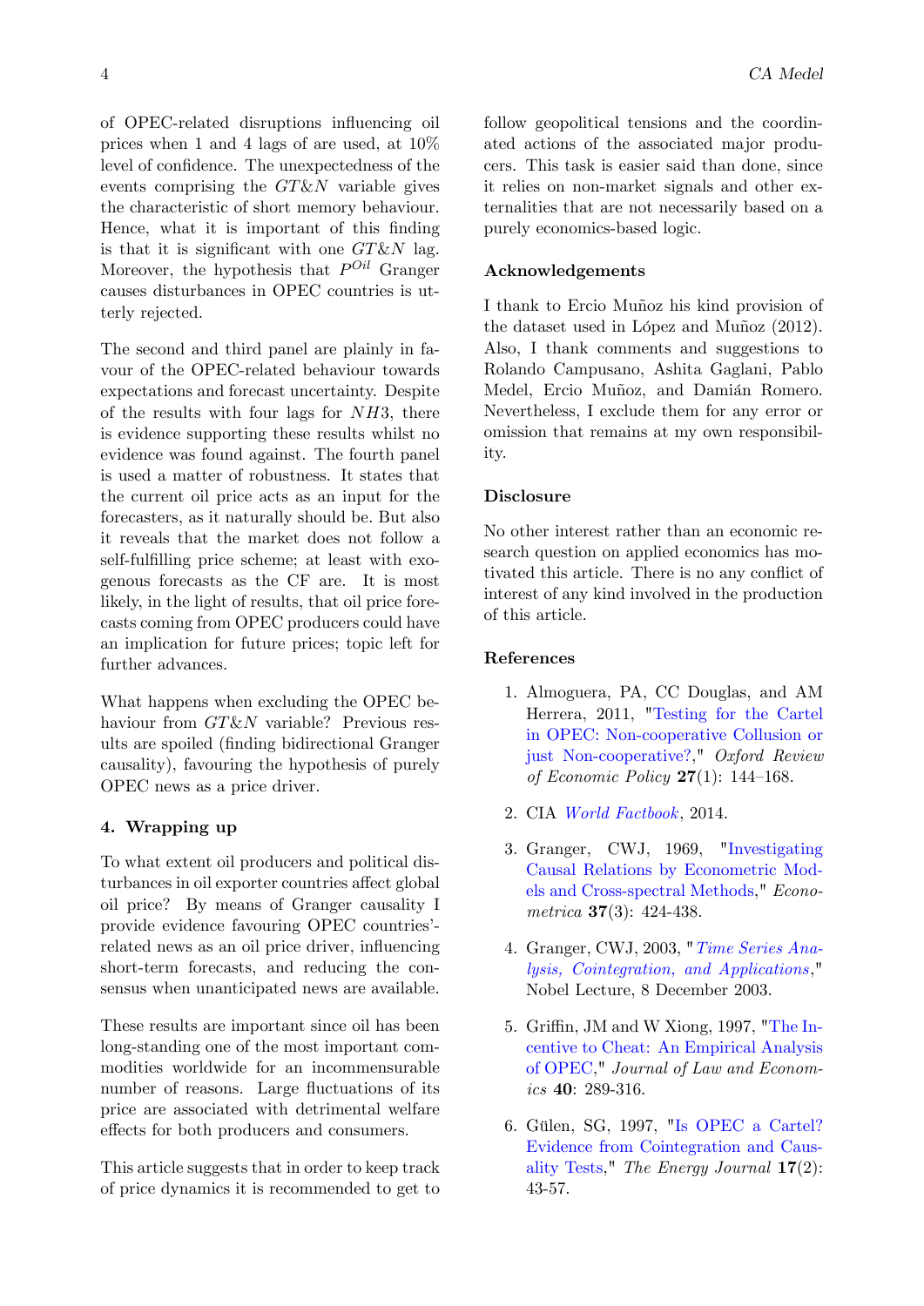of OPEC-related disruptions influencing oil prices when 1 and 4 lags of are used, at 10% level of confidence. The unexpectedness of the events comprising the $GT\&N$ variable gives the characteristic of short memory behaviour. Hence, what it is important of this finding is that it is significant with one $GT\&N$ lag. Moreover, the hypothesis that $P^{Oil}$ Granger causes disturbances in OPEC countries is utterly rejected.

The second and third panel are plainly in favour of the OPEC-related behaviour towards expectations and forecast uncertainty. Despite of the results with four lags for $NH3$, there is evidence supporting these results whilst no evidence was found against. The fourth panel is used a matter of robustness. It states that the current oil price acts as an input for the forecasters, as it naturally should be. But also it reveals that the market does not follow a self-fulfilling price scheme; at least with exogenous forecasts as the CF are. It is most likely, in the light of results, that oil price forecasts coming from OPEC producers could have an implication for future prices; topic left for further advances.

What happens when excluding the OPEC behaviour from $GT\&N$ variable? Previous results are spoiled (finding bidirectional Granger causality), favouring the hypothesis of purely OPEC news as a price driver.

## 4. Wrapping up

To what extent oil producers and political disturbances in oil exporter countries affect global oil price? By means of Granger causality I provide evidence favouring OPEC countries'-related news as an oil price driver, influencing short-term forecasts, and reducing the consensus when unanticipated news are available.

These results are important since oil has been long-standing one of the most important commodities worldwide for an incommensurable number of reasons. Large fluctuations of its price are associated with detrimental welfare effects for both producers and consumers.

This article suggests that in order to keep track of price dynamics it is recommended to get to follow geopolitical tensions and the coordinated actions of the associated major producers. This task is easier said than done, since it relies on non-market signals and other externalities that are not necessarily based on a purely economics-based logic.

### Acknowledgements

I thank to Ercio Muñoz his kind provision of the dataset used in López and Muñoz (2012). Also, I thank comments and suggestions to Rolando Campusano, Ashita Gaglani, Pablo Medel, Ercio Muñoz, and Damián Romero. Nevertheless, I exclude them for any error or omission that remains at my own responsibility.

### Disclosure

No other interest rather than an economic research question on applied economics has motivated this article. There is no any conflict of interest of any kind involved in the production of this article.

### References

1. Almoguera, PA, CC Douglas, and AM Herrera, 2011, "Testing for the Cartel in OPEC: Non-cooperative Collusion or just Non-cooperative?," *Oxford Review of Economic Policy* **27**(1): 144–168.

2. CIA *World Factbook*, 2014.

3. Granger, CWJ, 1969, "Investigating Causal Relations by Econometric Models and Cross-spectral Methods," *Econometrica* **37**(3): 424-438.

4. Granger, CWJ, 2003, "*Time Series Analysis, Cointegration, and Applications*," Nobel Lecture, 8 December 2003.

5. Griffin, JM and W Xiong, 1997, "The Incentive to Cheat: An Empirical Analysis of OPEC," *Journal of Law and Economics* **40**: 289-316.

6. Gülen, SG, 1997, "Is OPEC a Cartel? Evidence from Cointegration and Causality Tests," *The Energy Journal* **17**(2): 43-57.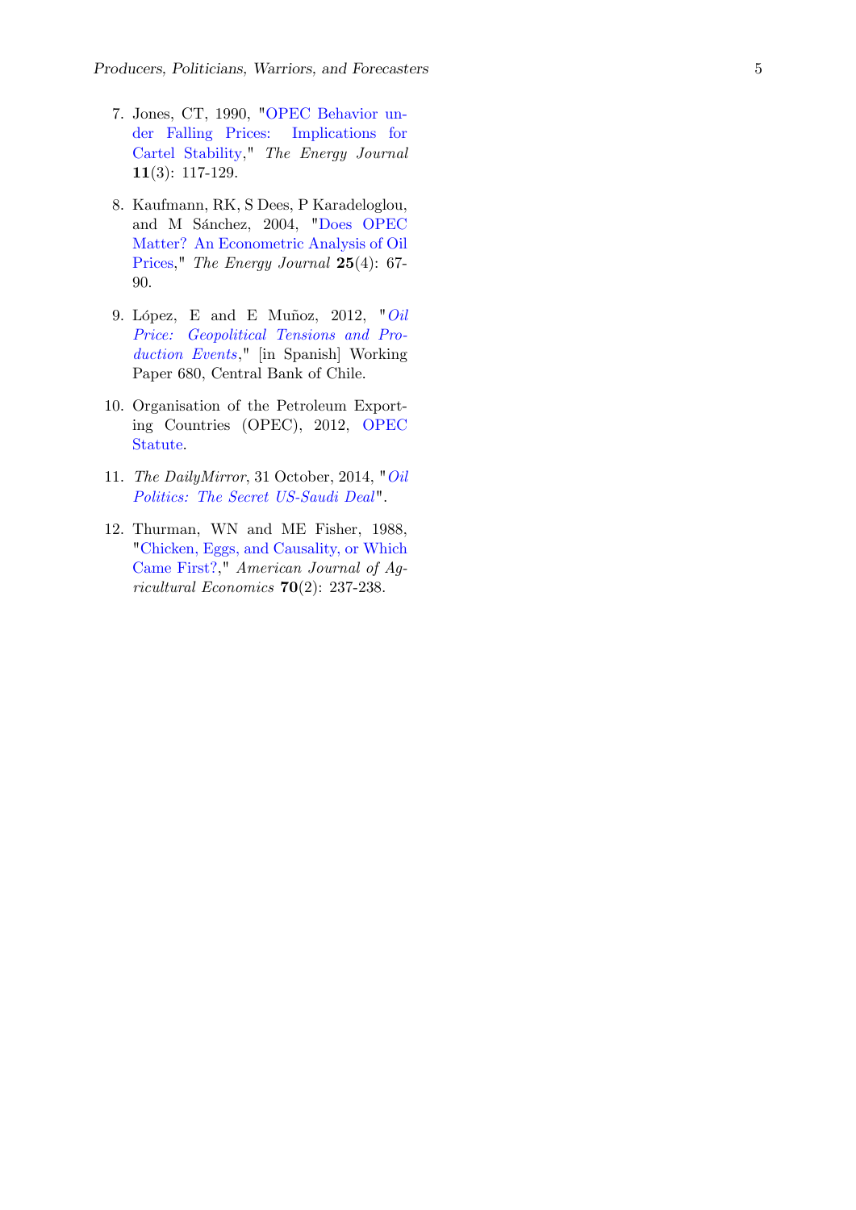7. Jones, CT, 1990, "OPEC Behavior under Falling Prices: Implications for Cartel Stability," *The Energy Journal* **11**(3): 117-129.

8. Kaufmann, RK, S Dees, P Karadeloglou, and M Sánchez, 2004, "Does OPEC Matter? An Econometric Analysis of Oil Prices," *The Energy Journal* **25**(4): 67-90.

9. López, E and E Muñoz, 2012, "*Oil Price: Geopolitical Tensions and Production Events*," [in Spanish] Working Paper 680, Central Bank of Chile.

10. Organisation of the Petroleum Exporting Countries (OPEC), 2012, OPEC Statute.

11. *The DailyMirror*, 31 October, 2014, "*Oil Politics: The Secret US-Saudi Deal*".

12. Thurman, WN and ME Fisher, 1988, "Chicken, Eggs, and Causality, or Which Came First?," *American Journal of Agricultural Economics* **70**(2): 237-238.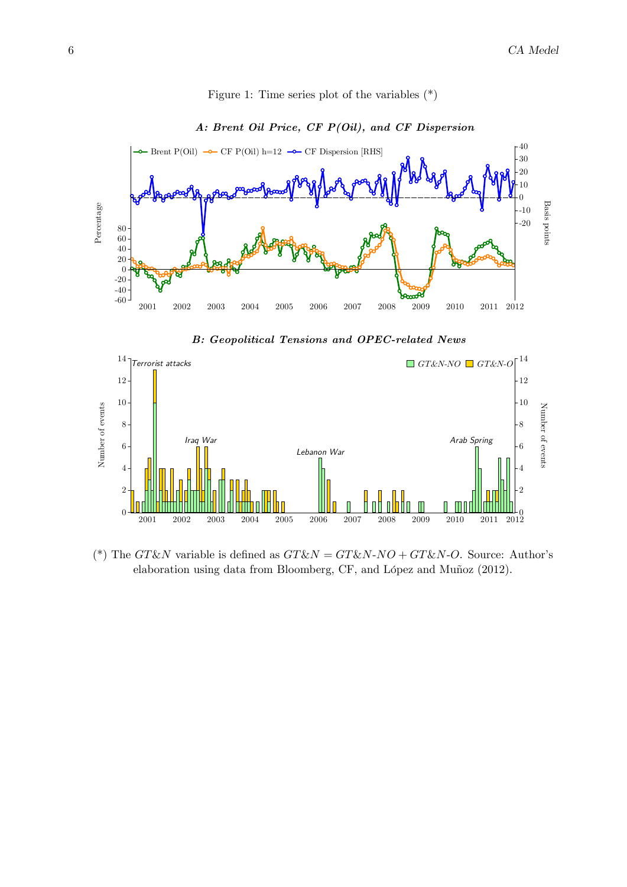Figure 1: Time series plot of the variables (*)

*A: Brent Oil Price, CF P(Oil), and CF Dispersion*

*B: Geopolitical Tensions and OPEC-related News*

(*) The $GT\&N$ variable is defined as $GT\&N = GT\&N\text{-}NO + GT\&N\text{-}O$. Source: Author's elaboration using data from Bloomberg, CF, and López and Muñoz (2012).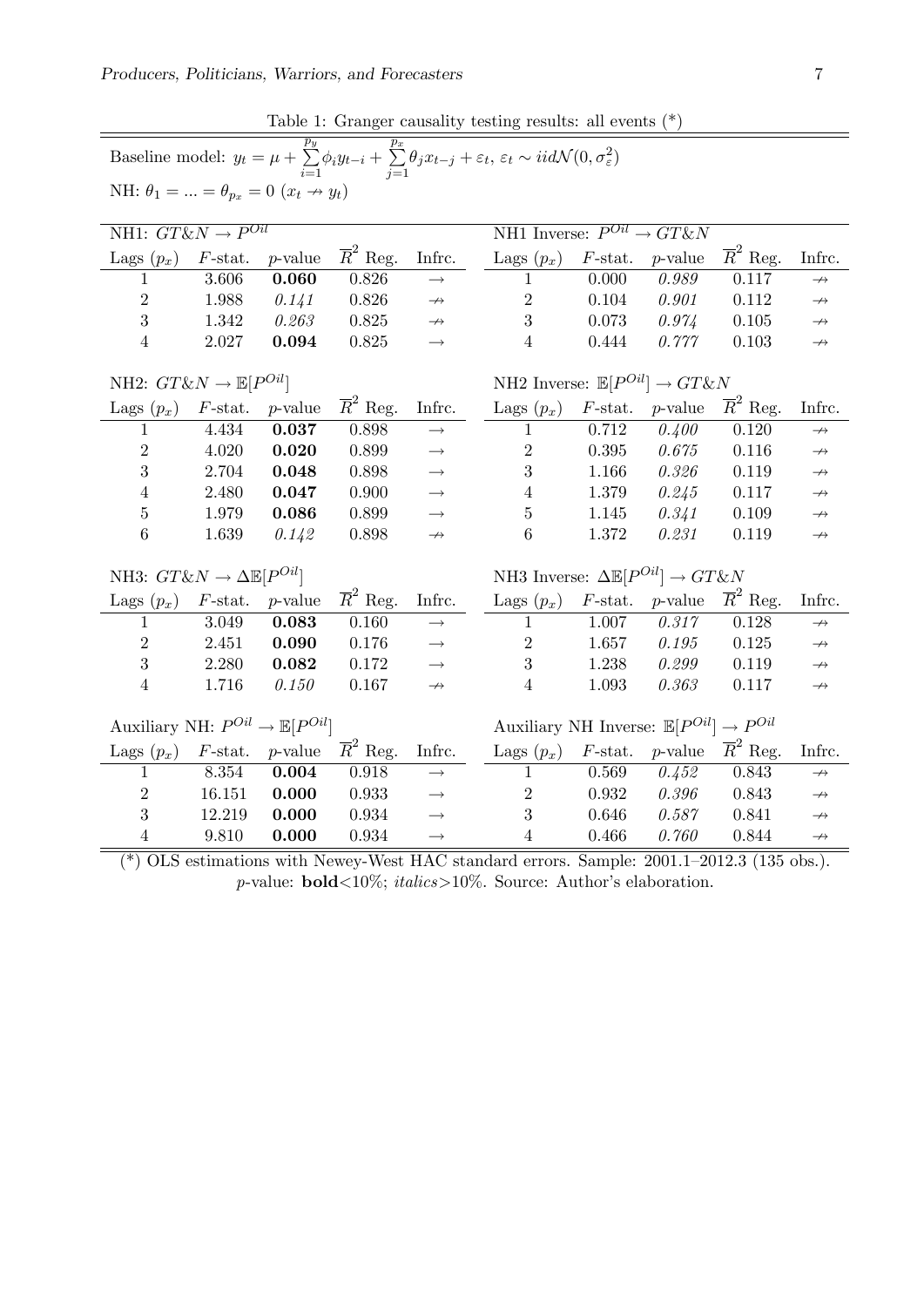Table 1: Granger causality testing results: all events (*)

Baseline model: $y_t = \mu + \sum_{i=1}^{p_y} \phi_i y_{t-i} + \sum_{j=1}^{p_x} \theta_j x_{t-j} + \varepsilon_t,\ \varepsilon_t \sim iid\mathcal{N}(0, \sigma_\varepsilon^2)$

NH: $\theta_1 = ... = \theta_{p_x} = 0$ ($x_t \nrightarrow y_t$)

| NH1: $GT\&N \rightarrow P^{Oil}$ | | | | | NH1 Inverse: $P^{Oil} \rightarrow GT\&N$ | | | | |
|---|---|---|---|---|---|---|---|---|---|
| Lags ($p_x$) | $F$-stat. | $p$-value | $\overline{R}^2$ Reg. | Infrc. | Lags ($p_x$) | $F$-stat. | $p$-value | $\overline{R}^2$ Reg. | Infrc. |
| 1 | 3.606 | **0.060** | 0.826 | $\rightarrow$ | 1 | 0.000 | *0.989* | 0.117 | $\nrightarrow$ |
| 2 | 1.988 | *0.141* | 0.826 | $\nrightarrow$ | 2 | 0.104 | *0.901* | 0.112 | $\nrightarrow$ |
| 3 | 1.342 | *0.263* | 0.825 | $\nrightarrow$ | 3 | 0.073 | *0.974* | 0.105 | $\nrightarrow$ |
| 4 | 2.027 | **0.094** | 0.825 | $\rightarrow$ | 4 | 0.444 | *0.777* | 0.103 | $\nrightarrow$ |

| NH2: $GT\&N \rightarrow \mathbb{E}[P^{Oil}]$ | | | | | NH2 Inverse: $\mathbb{E}[P^{Oil}] \rightarrow GT\&N$ | | | | |
|---|---|---|---|---|---|---|---|---|---|
| Lags ($p_x$) | $F$-stat. | $p$-value | $\overline{R}^2$ Reg. | Infrc. | Lags ($p_x$) | $F$-stat. | $p$-value | $\overline{R}^2$ Reg. | Infrc. |
| 1 | 4.434 | **0.037** | 0.898 | $\rightarrow$ | 1 | 0.712 | *0.400* | 0.120 | $\nrightarrow$ |
| 2 | 4.020 | **0.020** | 0.899 | $\rightarrow$ | 2 | 0.395 | *0.675* | 0.116 | $\nrightarrow$ |
| 3 | 2.704 | **0.048** | 0.898 | $\rightarrow$ | 3 | 1.166 | *0.326* | 0.119 | $\nrightarrow$ |
| 4 | 2.480 | **0.047** | 0.900 | $\rightarrow$ | 4 | 1.379 | *0.245* | 0.117 | $\nrightarrow$ |
| 5 | 1.979 | **0.086** | 0.899 | $\rightarrow$ | 5 | 1.145 | *0.341* | 0.109 | $\nrightarrow$ |
| 6 | 1.639 | *0.142* | 0.898 | $\nrightarrow$ | 6 | 1.372 | *0.231* | 0.119 | $\nrightarrow$ |

| NH3: $GT\&N \rightarrow \Delta\mathbb{E}[P^{Oil}]$ | | | | | NH3 Inverse: $\Delta\mathbb{E}[P^{Oil}] \rightarrow GT\&N$ | | | | |
|---|---|---|---|---|---|---|---|---|---|
| Lags ($p_x$) | $F$-stat. | $p$-value | $\overline{R}^2$ Reg. | Infrc. | Lags ($p_x$) | $F$-stat. | $p$-value | $\overline{R}^2$ Reg. | Infrc. |
| 1 | 3.049 | **0.083** | 0.160 | $\rightarrow$ | 1 | 1.007 | *0.317* | 0.128 | $\nrightarrow$ |
| 2 | 2.451 | **0.090** | 0.176 | $\rightarrow$ | 2 | 1.657 | *0.195* | 0.125 | $\nrightarrow$ |
| 3 | 2.280 | **0.082** | 0.172 | $\rightarrow$ | 3 | 1.238 | *0.299* | 0.119 | $\nrightarrow$ |
| 4 | 1.716 | *0.150* | 0.167 | $\nrightarrow$ | 4 | 1.093 | *0.363* | 0.117 | $\nrightarrow$ |

| Auxiliary NH: $P^{Oil} \rightarrow \mathbb{E}[P^{Oil}]$ | | | | | Auxiliary NH Inverse: $\mathbb{E}[P^{Oil}] \rightarrow P^{Oil}$ | | | | |
|---|---|---|---|---|---|---|---|---|---|
| Lags ($p_x$) | $F$-stat. | $p$-value | $\overline{R}^2$ Reg. | Infrc. | Lags ($p_x$) | $F$-stat. | $p$-value | $\overline{R}^2$ Reg. | Infrc. |
| 1 | 8.354 | **0.004** | 0.918 | $\rightarrow$ | 1 | 0.569 | *0.452* | 0.843 | $\nrightarrow$ |
| 2 | 16.151 | **0.000** | 0.933 | $\rightarrow$ | 2 | 0.932 | *0.396* | 0.843 | $\nrightarrow$ |
| 3 | 12.219 | **0.000** | 0.934 | $\rightarrow$ | 3 | 0.646 | *0.587* | 0.841 | $\nrightarrow$ |
| 4 | 9.810 | **0.000** | 0.934 | $\rightarrow$ | 4 | 0.466 | *0.760* | 0.844 | $\nrightarrow$ |

(*) OLS estimations with Newey-West HAC standard errors. Sample: 2001.1–2012.3 (135 obs.). $p$-value: **bold**<10%; *italics*>10%. Source: Author's elaboration.